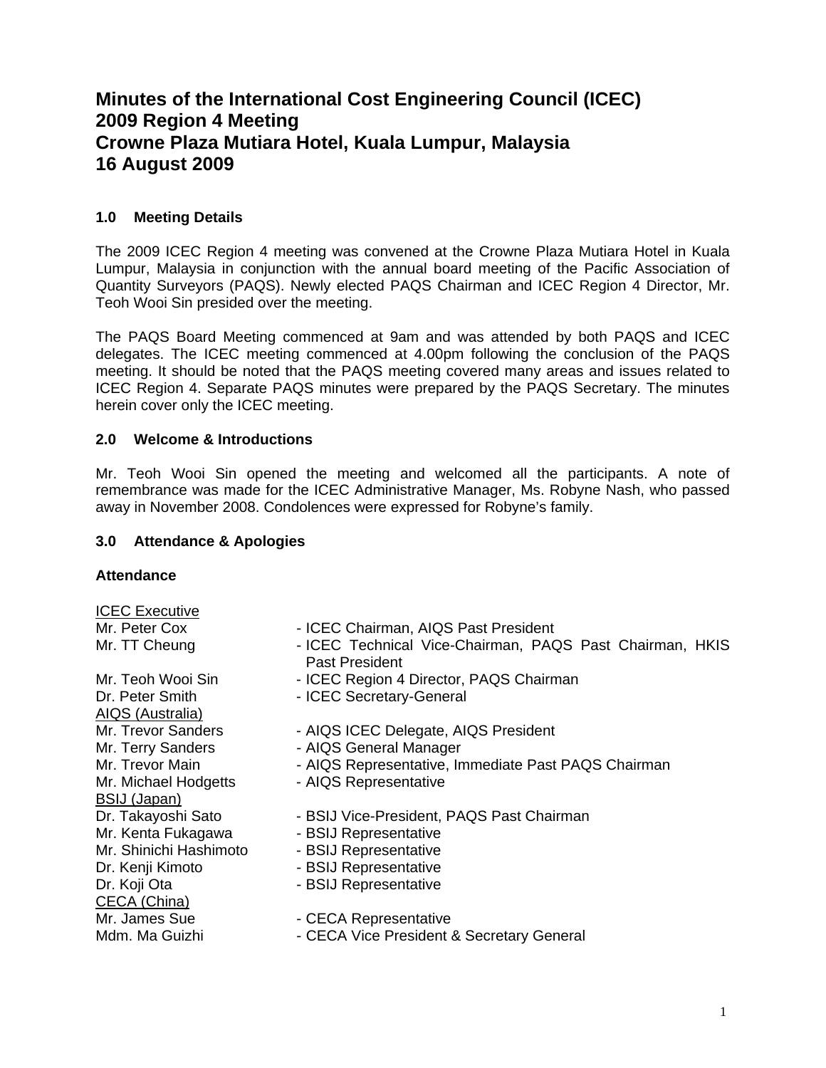# Minutes of the International Cost Engineering Council (ICEC) 2009 Region 4 Meeting
# Crowne Plaza Mutiara Hotel, Kuala Lumpur, Malaysia
# 16 August 2009

## 1.0 Meeting Details

The 2009 ICEC Region 4 meeting was convened at the Crowne Plaza Mutiara Hotel in Kuala Lumpur, Malaysia in conjunction with the annual board meeting of the Pacific Association of Quantity Surveyors (PAQS). Newly elected PAQS Chairman and ICEC Region 4 Director, Mr. Teoh Wooi Sin presided over the meeting.

The PAQS Board Meeting commenced at 9am and was attended by both PAQS and ICEC delegates. The ICEC meeting commenced at 4.00pm following the conclusion of the PAQS meeting. It should be noted that the PAQS meeting covered many areas and issues related to ICEC Region 4. Separate PAQS minutes were prepared by the PAQS Secretary. The minutes herein cover only the ICEC meeting.

## 2.0 Welcome & Introductions

Mr. Teoh Wooi Sin opened the meeting and welcomed all the participants. A note of remembrance was made for the ICEC Administrative Manager, Ms. Robyne Nash, who passed away in November 2008. Condolences were expressed for Robyne's family.

## 3.0 Attendance & Apologies

### Attendance

ICEC Executive

| | |
|---|---|
| Mr. Peter Cox | - ICEC Chairman, AIQS Past President |
| Mr. TT Cheung | - ICEC Technical Vice-Chairman, PAQS Past Chairman, HKIS Past President |
| Mr. Teoh Wooi Sin | - ICEC Region 4 Director, PAQS Chairman |
| Dr. Peter Smith | - ICEC Secretary-General |

AIQS (Australia)

| | |
|---|---|
| Mr. Trevor Sanders | - AIQS ICEC Delegate, AIQS President |
| Mr. Terry Sanders | - AIQS General Manager |
| Mr. Trevor Main | - AIQS Representative, Immediate Past PAQS Chairman |
| Mr. Michael Hodgetts | - AIQS Representative |

BSIJ (Japan)

| | |
|---|---|
| Dr. Takayoshi Sato | - BSIJ Vice-President, PAQS Past Chairman |
| Mr. Kenta Fukagawa | - BSIJ Representative |
| Mr. Shinichi Hashimoto | - BSIJ Representative |
| Dr. Kenji Kimoto | - BSIJ Representative |
| Dr. Koji Ota | - BSIJ Representative |

CECA (China)

| | |
|---|---|
| Mr. James Sue | - CECA Representative |
| Mdm. Ma Guizhi | - CECA Vice President & Secretary General |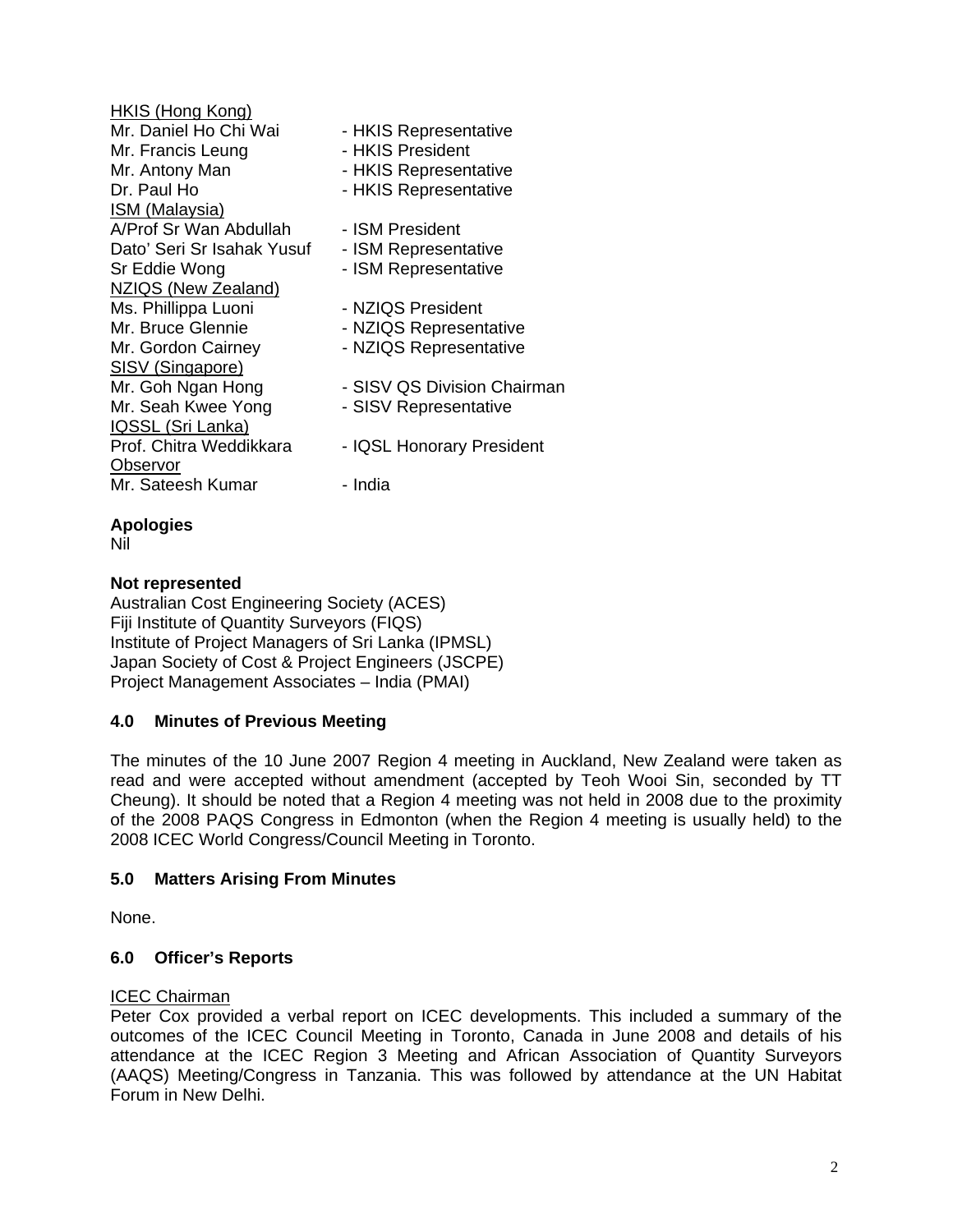<u>HKIS (Hong Kong)</u>
Mr. Daniel Ho Chi Wai - HKIS Representative
Mr. Francis Leung - HKIS President
Mr. Antony Man - HKIS Representative
Dr. Paul Ho - HKIS Representative
<u>ISM (Malaysia)</u>
A/Prof Sr Wan Abdullah - ISM President
Dato' Seri Sr Isahak Yusuf - ISM Representative
Sr Eddie Wong - ISM Representative
<u>NZIQS (New Zealand)</u>
Ms. Phillippa Luoni - NZIQS President
Mr. Bruce Glennie - NZIQS Representative
Mr. Gordon Cairney - NZIQS Representative
<u>SISV (Singapore)</u>
Mr. Goh Ngan Hong - SISV QS Division Chairman
Mr. Seah Kwee Yong - SISV Representative
<u>IQSSL (Sri Lanka)</u>
Prof. Chitra Weddikkara - IQSL Honorary President
<u>Observor</u>
Mr. Sateesh Kumar - India

**Apologies**
Nil

**Not represented**
Australian Cost Engineering Society (ACES)
Fiji Institute of Quantity Surveyors (FIQS)
Institute of Project Managers of Sri Lanka (IPMSL)
Japan Society of Cost & Project Engineers (JSCPE)
Project Management Associates – India (PMAI)

### 4.0 Minutes of Previous Meeting

The minutes of the 10 June 2007 Region 4 meeting in Auckland, New Zealand were taken as read and were accepted without amendment (accepted by Teoh Wooi Sin, seconded by TT Cheung). It should be noted that a Region 4 meeting was not held in 2008 due to the proximity of the 2008 PAQS Congress in Edmonton (when the Region 4 meeting is usually held) to the 2008 ICEC World Congress/Council Meeting in Toronto.

### 5.0 Matters Arising From Minutes

None.

### 6.0 Officer's Reports

<u>ICEC Chairman</u>
Peter Cox provided a verbal report on ICEC developments. This included a summary of the outcomes of the ICEC Council Meeting in Toronto, Canada in June 2008 and details of his attendance at the ICEC Region 3 Meeting and African Association of Quantity Surveyors (AAQS) Meeting/Congress in Tanzania. This was followed by attendance at the UN Habitat Forum in New Delhi.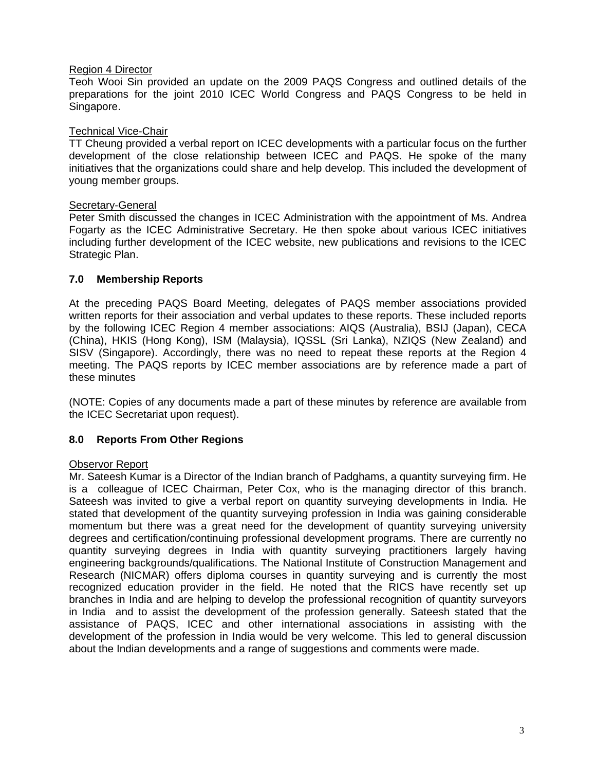Region 4 Director

Teoh Wooi Sin provided an update on the 2009 PAQS Congress and outlined details of the preparations for the joint 2010 ICEC World Congress and PAQS Congress to be held in Singapore.

Technical Vice-Chair

TT Cheung provided a verbal report on ICEC developments with a particular focus on the further development of the close relationship between ICEC and PAQS. He spoke of the many initiatives that the organizations could share and help develop. This included the development of young member groups.

Secretary-General

Peter Smith discussed the changes in ICEC Administration with the appointment of Ms. Andrea Fogarty as the ICEC Administrative Secretary. He then spoke about various ICEC initiatives including further development of the ICEC website, new publications and revisions to the ICEC Strategic Plan.

## 7.0 Membership Reports

At the preceding PAQS Board Meeting, delegates of PAQS member associations provided written reports for their association and verbal updates to these reports. These included reports by the following ICEC Region 4 member associations: AIQS (Australia), BSIJ (Japan), CECA (China), HKIS (Hong Kong), ISM (Malaysia), IQSSL (Sri Lanka), NZIQS (New Zealand) and SISV (Singapore). Accordingly, there was no need to repeat these reports at the Region 4 meeting. The PAQS reports by ICEC member associations are by reference made a part of these minutes

(NOTE: Copies of any documents made a part of these minutes by reference are available from the ICEC Secretariat upon request).

## 8.0 Reports From Other Regions

Observor Report

Mr. Sateesh Kumar is a Director of the Indian branch of Padghams, a quantity surveying firm. He is a colleague of ICEC Chairman, Peter Cox, who is the managing director of this branch. Sateesh was invited to give a verbal report on quantity surveying developments in India. He stated that development of the quantity surveying profession in India was gaining considerable momentum but there was a great need for the development of quantity surveying university degrees and certification/continuing professional development programs. There are currently no quantity surveying degrees in India with quantity surveying practitioners largely having engineering backgrounds/qualifications. The National Institute of Construction Management and Research (NICMAR) offers diploma courses in quantity surveying and is currently the most recognized education provider in the field. He noted that the RICS have recently set up branches in India and are helping to develop the professional recognition of quantity surveyors in India and to assist the development of the profession generally. Sateesh stated that the assistance of PAQS, ICEC and other international associations in assisting with the development of the profession in India would be very welcome. This led to general discussion about the Indian developments and a range of suggestions and comments were made.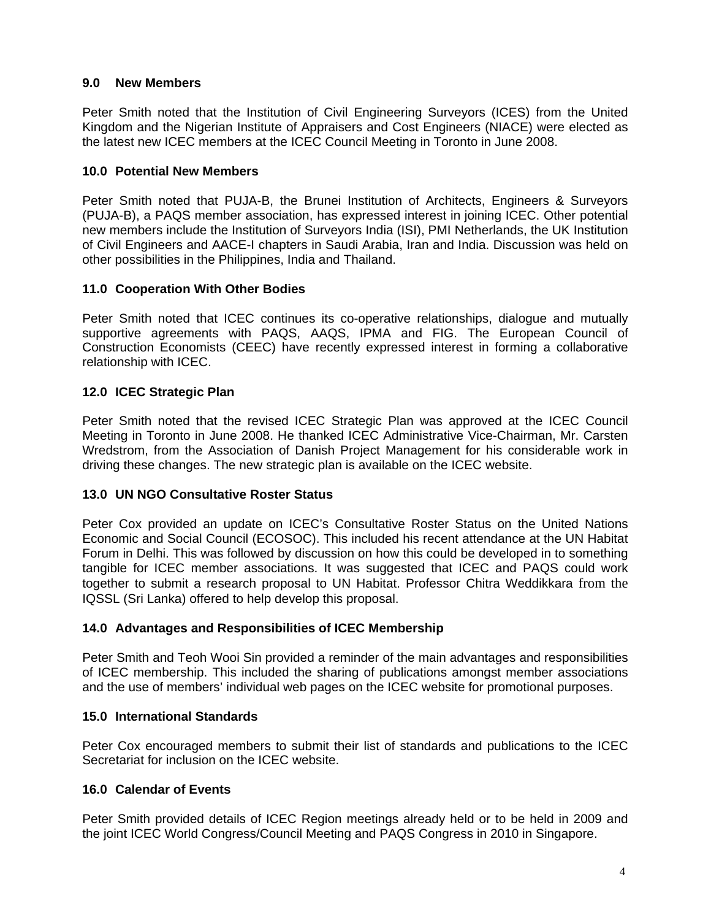## 9.0 New Members

Peter Smith noted that the Institution of Civil Engineering Surveyors (ICES) from the United Kingdom and the Nigerian Institute of Appraisers and Cost Engineers (NIACE) were elected as the latest new ICEC members at the ICEC Council Meeting in Toronto in June 2008.

## 10.0 Potential New Members

Peter Smith noted that PUJA-B, the Brunei Institution of Architects, Engineers & Surveyors (PUJA-B), a PAQS member association, has expressed interest in joining ICEC. Other potential new members include the Institution of Surveyors India (ISI), PMI Netherlands, the UK Institution of Civil Engineers and AACE-I chapters in Saudi Arabia, Iran and India. Discussion was held on other possibilities in the Philippines, India and Thailand.

## 11.0 Cooperation With Other Bodies

Peter Smith noted that ICEC continues its co-operative relationships, dialogue and mutually supportive agreements with PAQS, AAQS, IPMA and FIG. The European Council of Construction Economists (CEEC) have recently expressed interest in forming a collaborative relationship with ICEC.

## 12.0 ICEC Strategic Plan

Peter Smith noted that the revised ICEC Strategic Plan was approved at the ICEC Council Meeting in Toronto in June 2008. He thanked ICEC Administrative Vice-Chairman, Mr. Carsten Wredstrom, from the Association of Danish Project Management for his considerable work in driving these changes. The new strategic plan is available on the ICEC website.

## 13.0 UN NGO Consultative Roster Status

Peter Cox provided an update on ICEC's Consultative Roster Status on the United Nations Economic and Social Council (ECOSOC). This included his recent attendance at the UN Habitat Forum in Delhi. This was followed by discussion on how this could be developed in to something tangible for ICEC member associations. It was suggested that ICEC and PAQS could work together to submit a research proposal to UN Habitat. Professor Chitra Weddikkara from the IQSSL (Sri Lanka) offered to help develop this proposal.

## 14.0 Advantages and Responsibilities of ICEC Membership

Peter Smith and Teoh Wooi Sin provided a reminder of the main advantages and responsibilities of ICEC membership. This included the sharing of publications amongst member associations and the use of members' individual web pages on the ICEC website for promotional purposes.

## 15.0 International Standards

Peter Cox encouraged members to submit their list of standards and publications to the ICEC Secretariat for inclusion on the ICEC website.

## 16.0 Calendar of Events

Peter Smith provided details of ICEC Region meetings already held or to be held in 2009 and the joint ICEC World Congress/Council Meeting and PAQS Congress in 2010 in Singapore.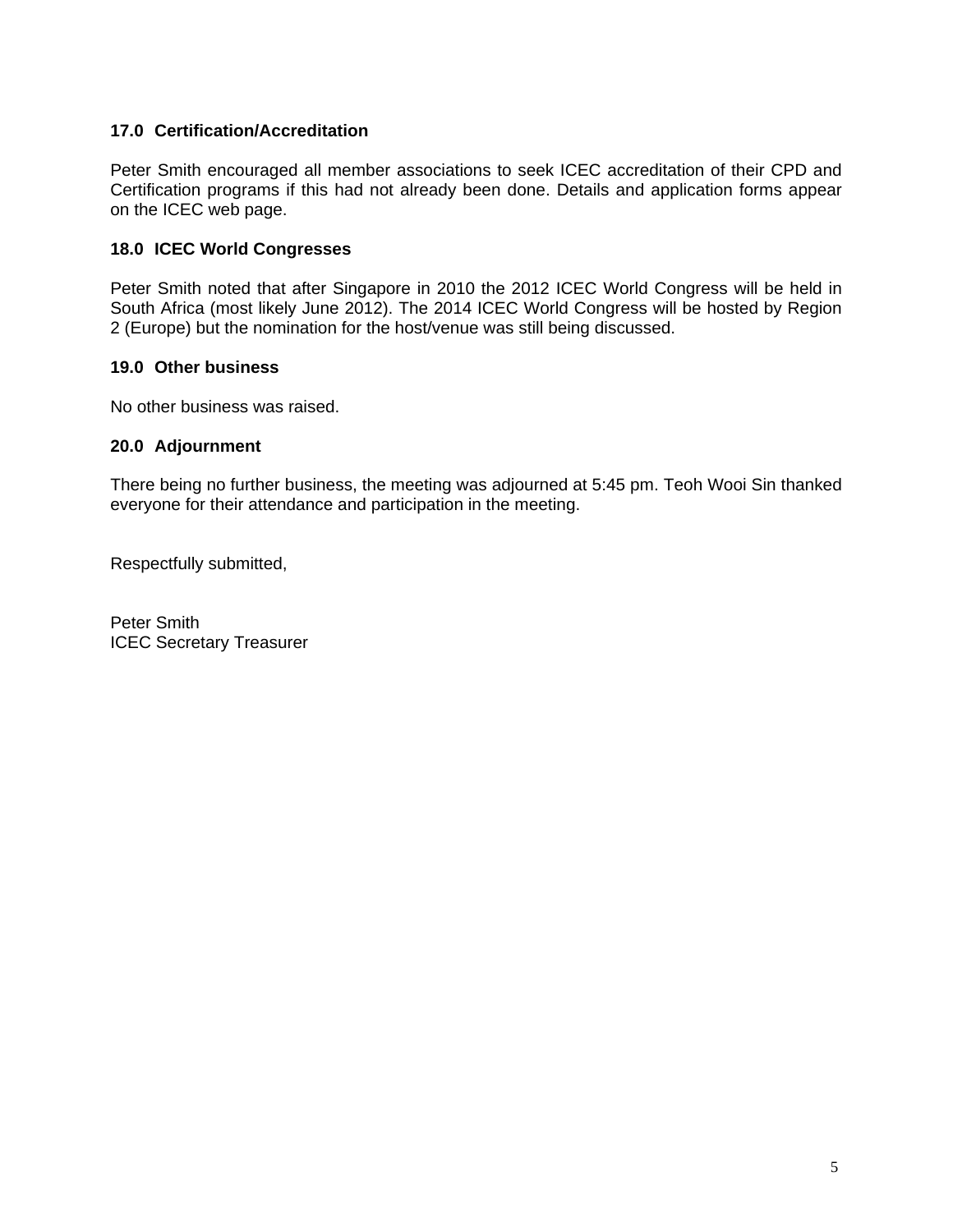### 17.0 Certification/Accreditation

Peter Smith encouraged all member associations to seek ICEC accreditation of their CPD and Certification programs if this had not already been done. Details and application forms appear on the ICEC web page.

### 18.0 ICEC World Congresses

Peter Smith noted that after Singapore in 2010 the 2012 ICEC World Congress will be held in South Africa (most likely June 2012). The 2014 ICEC World Congress will be hosted by Region 2 (Europe) but the nomination for the host/venue was still being discussed.

### 19.0 Other business

No other business was raised.

### 20.0 Adjournment

There being no further business, the meeting was adjourned at 5:45 pm. Teoh Wooi Sin thanked everyone for their attendance and participation in the meeting.

Respectfully submitted,

Peter Smith
ICEC Secretary Treasurer